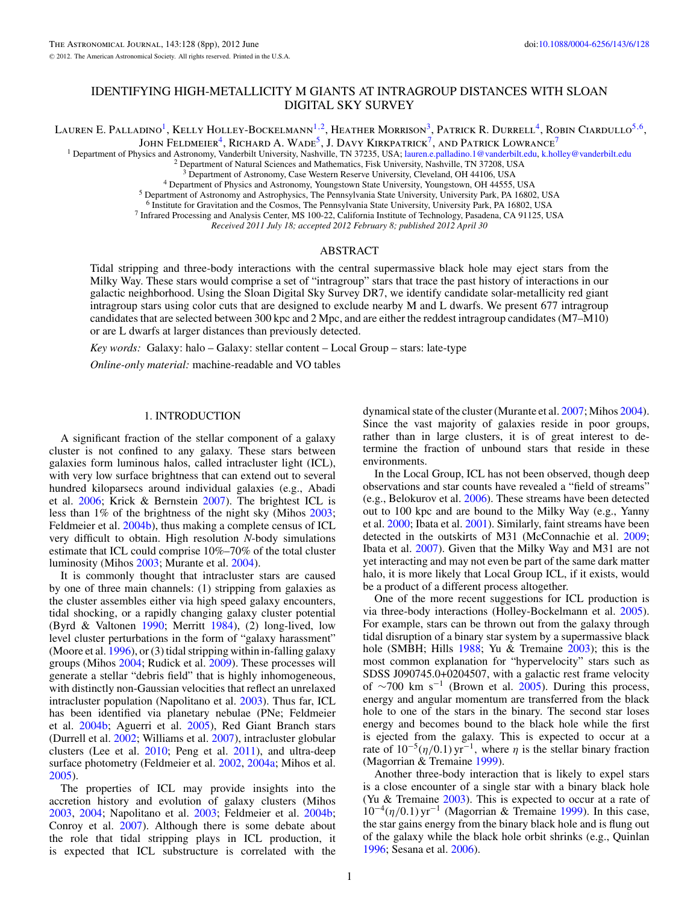# IDENTIFYING HIGH-METALLICITY M GIANTS AT INTRAGROUP DISTANCES WITH SLOAN DIGITAL SKY SURVEY

Lauren E. Palladino[1], Kelly Holley-Bockelmann[1,2], Heather Morrison[3], Patrick R. Durrell[4], Robin Ciardullo[5,6], John Feldmeier[4], Richard A. Wade[5], J. Davy Kirkpatrick[7], and Patrick Lowrance[7]

[1] Department of Physics and Astronomy, Vanderbilt University, Nashville, TN 37235, USA; lauren.e.palladino.1@vanderbilt.edu, k.holley@vanderbilt.edu

[2] Department of Natural Sciences and Mathematics, Fisk University, Nashville, TN 37208, USA

[3] Department of Astronomy, Case Western Reserve University, Cleveland, OH 44106, USA

[4] Department of Physics and Astronomy, Youngstown State University, Youngstown, OH 44555, USA

[5] Department of Astronomy and Astrophysics, The Pennsylvania State University, University Park, PA 16802, USA

[6] Institute for Gravitation and the Cosmos, The Pennsylvania State University, University Park, PA 16802, USA

[7] Infrared Processing and Analysis Center, MS 100-22, California Institute of Technology, Pasadena, CA 91125, USA

*Received 2011 July 18; accepted 2012 February 8; published 2012 April 30*

## ABSTRACT

Tidal stripping and three-body interactions with the central supermassive black hole may eject stars from the Milky Way. These stars would comprise a set of "intragroup" stars that trace the past history of interactions in our galactic neighborhood. Using the Sloan Digital Sky Survey DR7, we identify candidate solar-metallicity red giant intragroup stars using color cuts that are designed to exclude nearby M and L dwarfs. We present 677 intragroup candidates that are selected between 300 kpc and 2 Mpc, and are either the reddest intragroup candidates (M7–M10) or are L dwarfs at larger distances than previously detected.

*Key words:* Galaxy: halo – Galaxy: stellar content – Local Group – stars: late-type

*Online-only material:* machine-readable and VO tables

## 1. INTRODUCTION

A significant fraction of the stellar component of a galaxy cluster is not confined to any galaxy. These stars between galaxies form luminous halos, called intracluster light (ICL), with very low surface brightness that can extend out to several hundred kiloparsecs around individual galaxies (e.g., Abadi et al. 2006; Krick & Bernstein 2007). The brightest ICL is less than 1% of the brightness of the night sky (Mihos 2003; Feldmeier et al. 2004b), thus making a complete census of ICL very difficult to obtain. High resolution *N*-body simulations estimate that ICL could comprise 10%–70% of the total cluster luminosity (Mihos 2003; Murante et al. 2004).

It is commonly thought that intracluster stars are caused by one of three main channels: (1) stripping from galaxies as the cluster assembles either via high speed galaxy encounters, tidal shocking, or a rapidly changing galaxy cluster potential (Byrd & Valtonen 1990; Merritt 1984), (2) long-lived, low level cluster perturbations in the form of "galaxy harassment" (Moore et al. 1996), or (3) tidal stripping within in-falling galaxy groups (Mihos 2004; Rudick et al. 2009). These processes will generate a stellar "debris field" that is highly inhomogeneous, with distinctly non-Gaussian velocities that reflect an unrelaxed intracluster population (Napolitano et al. 2003). Thus far, ICL has been identified via planetary nebulae (PNe; Feldmeier et al. 2004b; Aguerri et al. 2005), Red Giant Branch stars (Durrell et al. 2002; Williams et al. 2007), intracluster globular clusters (Lee et al. 2010; Peng et al. 2011), and ultra-deep surface photometry (Feldmeier et al. 2002, 2004a; Mihos et al. 2005).

The properties of ICL may provide insights into the accretion history and evolution of galaxy clusters (Mihos 2003, 2004; Napolitano et al. 2003; Feldmeier et al. 2004b; Conroy et al. 2007). Although there is some debate about the role that tidal stripping plays in ICL production, it is expected that ICL substructure is correlated with the dynamical state of the cluster (Murante et al. 2007; Mihos 2004). Since the vast majority of galaxies reside in poor groups, rather than in large clusters, it is of great interest to determine the fraction of unbound stars that reside in these environments.

In the Local Group, ICL has not been observed, though deep observations and star counts have revealed a "field of streams" (e.g., Belokurov et al. 2006). These streams have been detected out to 100 kpc and are bound to the Milky Way (e.g., Yanny et al. 2000; Ibata et al. 2001). Similarly, faint streams have been detected in the outskirts of M31 (McConnachie et al. 2009; Ibata et al. 2007). Given that the Milky Way and M31 are not yet interacting and may not even be part of the same dark matter halo, it is more likely that Local Group ICL, if it exists, would be a product of a different process altogether.

One of the more recent suggestions for ICL production is via three-body interactions (Holley-Bockelmann et al. 2005). For example, stars can be thrown out from the galaxy through tidal disruption of a binary star system by a supermassive black hole (SMBH; Hills 1988; Yu & Tremaine 2003); this is the most common explanation for "hypervelocity" stars such as SDSS J090745.0+0204507, with a galactic rest frame velocity of $\sim$700 km s$^{-1}$ (Brown et al. 2005). During this process, energy and angular momentum are transferred from the black hole to one of the stars in the binary. The second star loses energy and becomes bound to the black hole while the first is ejected from the galaxy. This is expected to occur at a rate of $10^{-5}(\eta/0.1)\,\mathrm{yr}^{-1}$, where $\eta$ is the stellar binary fraction (Magorrian & Tremaine 1999).

Another three-body interaction that is likely to expel stars is a close encounter of a single star with a binary black hole (Yu & Tremaine 2003). This is expected to occur at a rate of $10^{-4}(\eta/0.1)\,\mathrm{yr}^{-1}$ (Magorrian & Tremaine 1999). In this case, the star gains energy from the binary black hole and is flung out of the galaxy while the black hole orbit shrinks (e.g., Quinlan 1996; Sesana et al. 2006).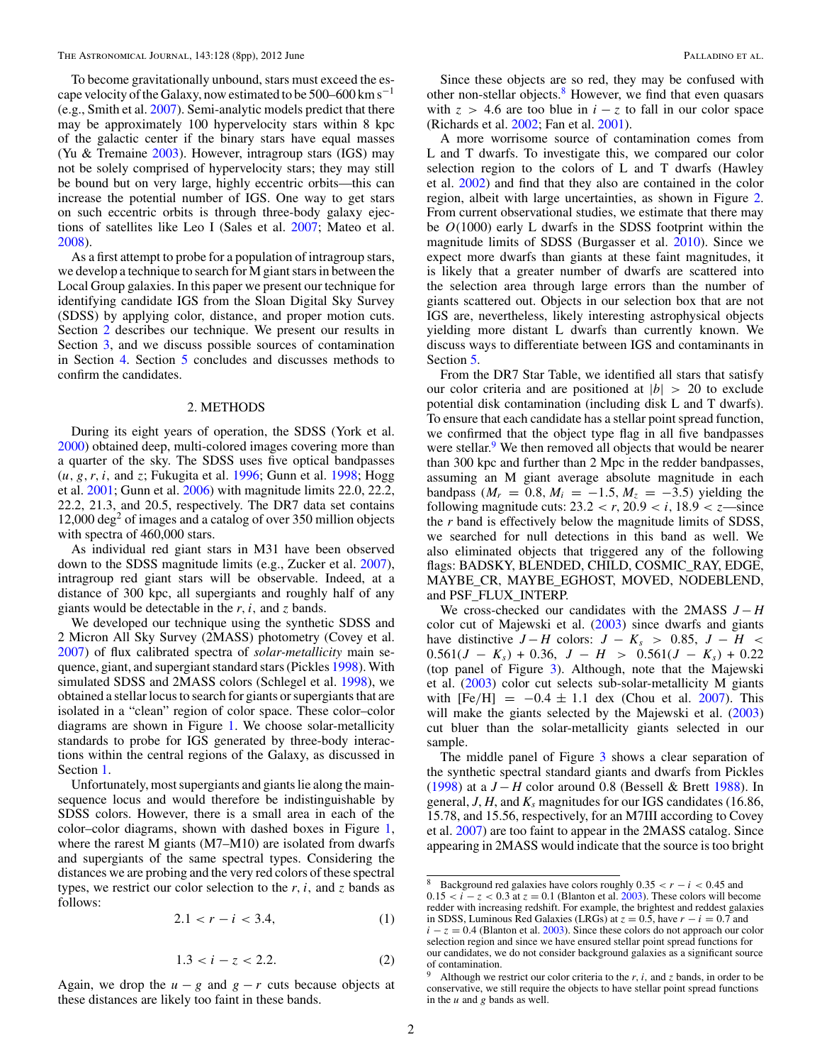To become gravitationally unbound, stars must exceed the escape velocity of the Galaxy, now estimated to be 500–600 km s$^{-1}$ (e.g., Smith et al. 2007). Semi-analytic models predict that there may be approximately 100 hypervelocity stars within 8 kpc of the galactic center if the binary stars have equal masses (Yu & Tremaine 2003). However, intragroup stars (IGS) may not be solely comprised of hypervelocity stars; they may still be bound but on very large, highly eccentric orbits—this can increase the potential number of IGS. One way to get stars on such eccentric orbits is through three-body galaxy ejections of satellites like Leo I (Sales et al. 2007; Mateo et al. 2008).

As a first attempt to probe for a population of intragroup stars, we develop a technique to search for M giant stars in between the Local Group galaxies. In this paper we present our technique for identifying candidate IGS from the Sloan Digital Sky Survey (SDSS) by applying color, distance, and proper motion cuts. Section 2 describes our technique. We present our results in Section 3, and we discuss possible sources of contamination in Section 4. Section 5 concludes and discusses methods to confirm the candidates.

## 2. METHODS

During its eight years of operation, the SDSS (York et al. 2000) obtained deep, multi-colored images covering more than a quarter of the sky. The SDSS uses five optical bandpasses ($u$, $g$, $r$, $i$, and $z$; Fukugita et al. 1996; Gunn et al. 1998; Hogg et al. 2001; Gunn et al. 2006) with magnitude limits 22.0, 22.2, 22.2, 21.3, and 20.5, respectively. The DR7 data set contains 12,000 deg$^2$ of images and a catalog of over 350 million objects with spectra of 460,000 stars.

As individual red giant stars in M31 have been observed down to the SDSS magnitude limits (e.g., Zucker et al. 2007), intragroup red giant stars will be observable. Indeed, at a distance of 300 kpc, all supergiants and roughly half of any giants would be detectable in the $r$, $i$, and $z$ bands.

We developed our technique using the synthetic SDSS and 2 Micron All Sky Survey (2MASS) photometry (Covey et al. 2007) of flux calibrated spectra of *solar-metallicity* main sequence, giant, and supergiant standard stars (Pickles 1998). With simulated SDSS and 2MASS colors (Schlegel et al. 1998), we obtained a stellar locus to search for giants or supergiants that are isolated in a "clean" region of color space. These color–color diagrams are shown in Figure 1. We choose solar-metallicity standards to probe for IGS generated by three-body interactions within the central regions of the Galaxy, as discussed in Section 1.

Unfortunately, most supergiants and giants lie along the main-sequence locus and would therefore be indistinguishable by SDSS colors. However, there is a small area in each of the color–color diagrams, shown with dashed boxes in Figure 1, where the rarest M giants (M7–M10) are isolated from dwarfs and supergiants of the same spectral types. Considering the distances we are probing and the very red colors of these spectral types, we restrict our color selection to the $r$, $i$, and $z$ bands as follows:

$$2.1 < r - i < 3.4, \tag{1}$$

$$1.3 < i - z < 2.2. \tag{2}$$

Again, we drop the $u - g$ and $g - r$ cuts because objects at these distances are likely too faint in these bands.

Since these objects are so red, they may be confused with other non-stellar objects.[8] However, we find that even quasars with $z > 4.6$ are too blue in $i - z$ to fall in our color space (Richards et al. 2002; Fan et al. 2001).

A more worrisome source of contamination comes from L and T dwarfs. To investigate this, we compared our color selection region to the colors of L and T dwarfs (Hawley et al. 2002) and find that they also are contained in the color region, albeit with large uncertainties, as shown in Figure 2. From current observational studies, we estimate that there may be $O(1000)$ early L dwarfs in the SDSS footprint within the magnitude limits of SDSS (Burgasser et al. 2010). Since we expect more dwarfs than giants at these faint magnitudes, it is likely that a greater number of dwarfs are scattered into the selection area through large errors than the number of giants scattered out. Objects in our selection box that are not IGS are, nevertheless, likely interesting astrophysical objects yielding more distant L dwarfs than currently known. We discuss ways to differentiate between IGS and contaminants in Section 5.

From the DR7 Star Table, we identified all stars that satisfy our color criteria and are positioned at $|b| > 20$ to exclude potential disk contamination (including disk L and T dwarfs). To ensure that each candidate has a stellar point spread function, we confirmed that the object type flag in all five bandpasses were stellar.[9] We then removed all objects that would be nearer than 300 kpc and further than 2 Mpc in the redder bandpasses, assuming an M giant average absolute magnitude in each bandpass ($M_r = 0.8$, $M_i = -1.5$, $M_z = -3.5$) yielding the following magnitude cuts: $23.2 < r$, $20.9 < i$, $18.9 < z$—since the $r$ band is effectively below the magnitude limits of SDSS, we searched for null detections in this band as well. We also eliminated objects that triggered any of the following flags: BADSKY, BLENDED, CHILD, COSMIC_RAY, EDGE, MAYBE_CR, MAYBE_EGHOST, MOVED, NODEBLEND, and PSF_FLUX_INTERP.

We cross-checked our candidates with the 2MASS $J - H$ color cut of Majewski et al. (2003) since dwarfs and giants have distinctive $J - H$ colors: $J - K_s > 0.85$, $J - H < 0.561(J - K_s) + 0.36$, $J - H > 0.561(J - K_s) + 0.22$ (top panel of Figure 3). Although, note that the Majewski et al. (2003) color cut selects sub-solar-metallicity M giants with $[\mathrm{Fe/H}] = -0.4 \pm 1.1$ dex (Chou et al. 2007). This will make the giants selected by the Majewski et al. (2003) cut bluer than the solar-metallicity giants selected in our sample.

The middle panel of Figure 3 shows a clear separation of the synthetic spectral standard giants and dwarfs from Pickles (1998) at a $J - H$ color around 0.8 (Bessell & Brett 1988). In general, $J$, $H$, and $K_s$ magnitudes for our IGS candidates (16.86, 15.78, and 15.56, respectively, for an M7III according to Covey et al. 2007) are too faint to appear in the 2MASS catalog. Since appearing in 2MASS would indicate that the source is too bright

---

[8] Background red galaxies have colors roughly $0.35 < r - i < 0.45$ and $0.15 < i - z < 0.3$ at $z = 0.1$ (Blanton et al. 2003). These colors will become redder with increasing redshift. For example, the brightest and reddest galaxies in SDSS, Luminous Red Galaxies (LRGs) at $z = 0.5$, have $r - i = 0.7$ and $i - z = 0.4$ (Blanton et al. 2003). Since these colors do not approach our color selection region and since we have ensured stellar point spread functions for our candidates, we do not consider background galaxies as a significant source of contamination.

[9] Although we restrict our color criteria to the $r$, $i$, and $z$ bands, in order to be conservative, we still require the objects to have stellar point spread functions in the $u$ and $g$ bands as well.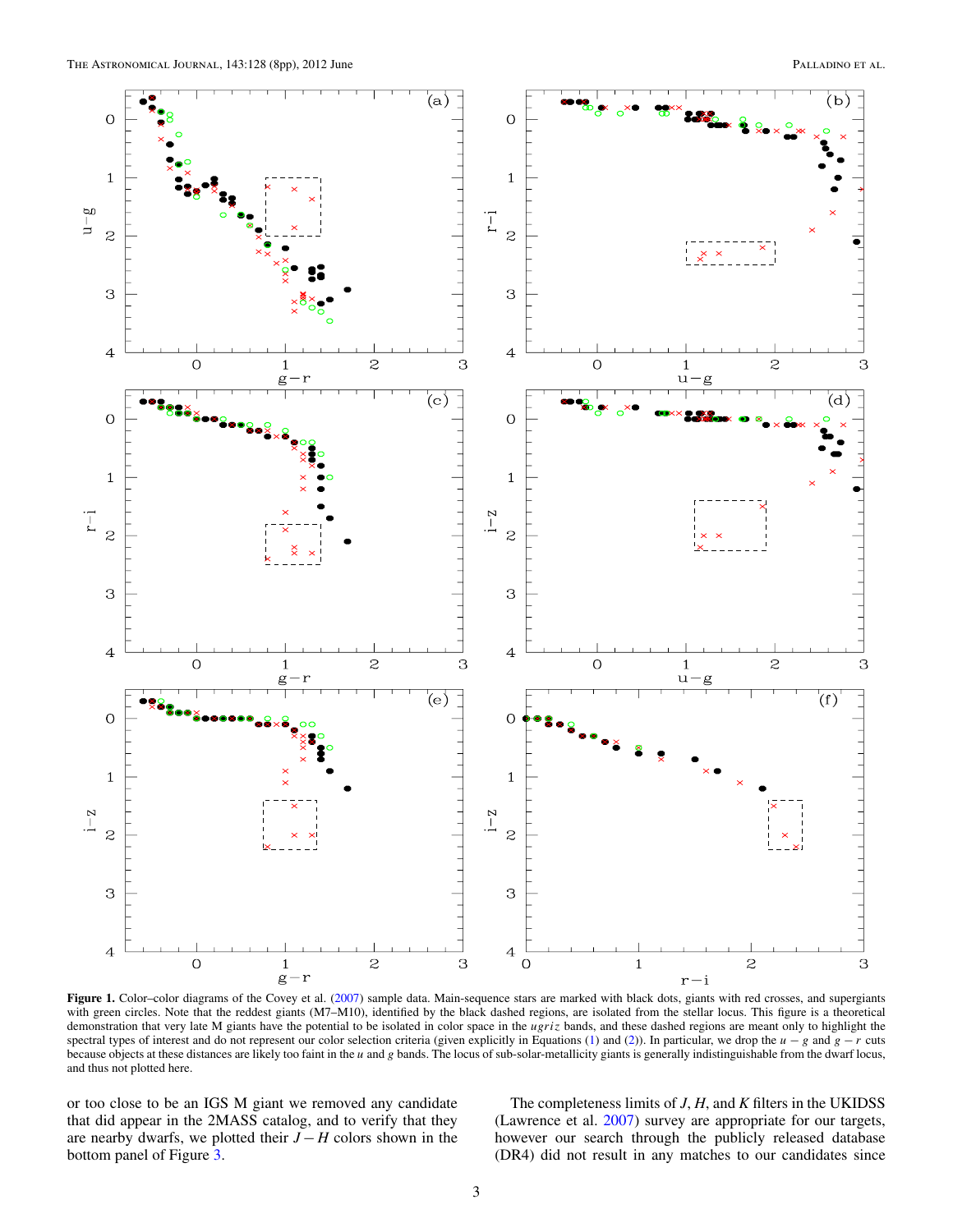**Figure 1.** Color–color diagrams of the Covey et al. (2007) sample data. Main-sequence stars are marked with black dots, giants with red crosses, and supergiants with green circles. Note that the reddest giants (M7–M10), identified by the black dashed regions, are isolated from the stellar locus. This figure is a theoretical demonstration that very late M giants have the potential to be isolated in color space in the *ugriz* bands, and these dashed regions are meant only to highlight the spectral types of interest and do not represent our color selection criteria (given explicitly in Equations (1) and (2)). In particular, we drop the $u - g$ and $g - r$ cuts because objects at these distances are likely too faint in the $u$ and $g$ bands. The locus of sub-solar-metallicity giants is generally indistinguishable from the dwarf locus, and thus not plotted here.

or too close to be an IGS M giant we removed any candidate that did appear in the 2MASS catalog, and to verify that they are nearby dwarfs, we plotted their $J - H$ colors shown in the bottom panel of Figure 3.

The completeness limits of $J$, $H$, and $K$ filters in the UKIDSS (Lawrence et al. 2007) survey are appropriate for our targets, however our search through the publicly released database (DR4) did not result in any matches to our candidates since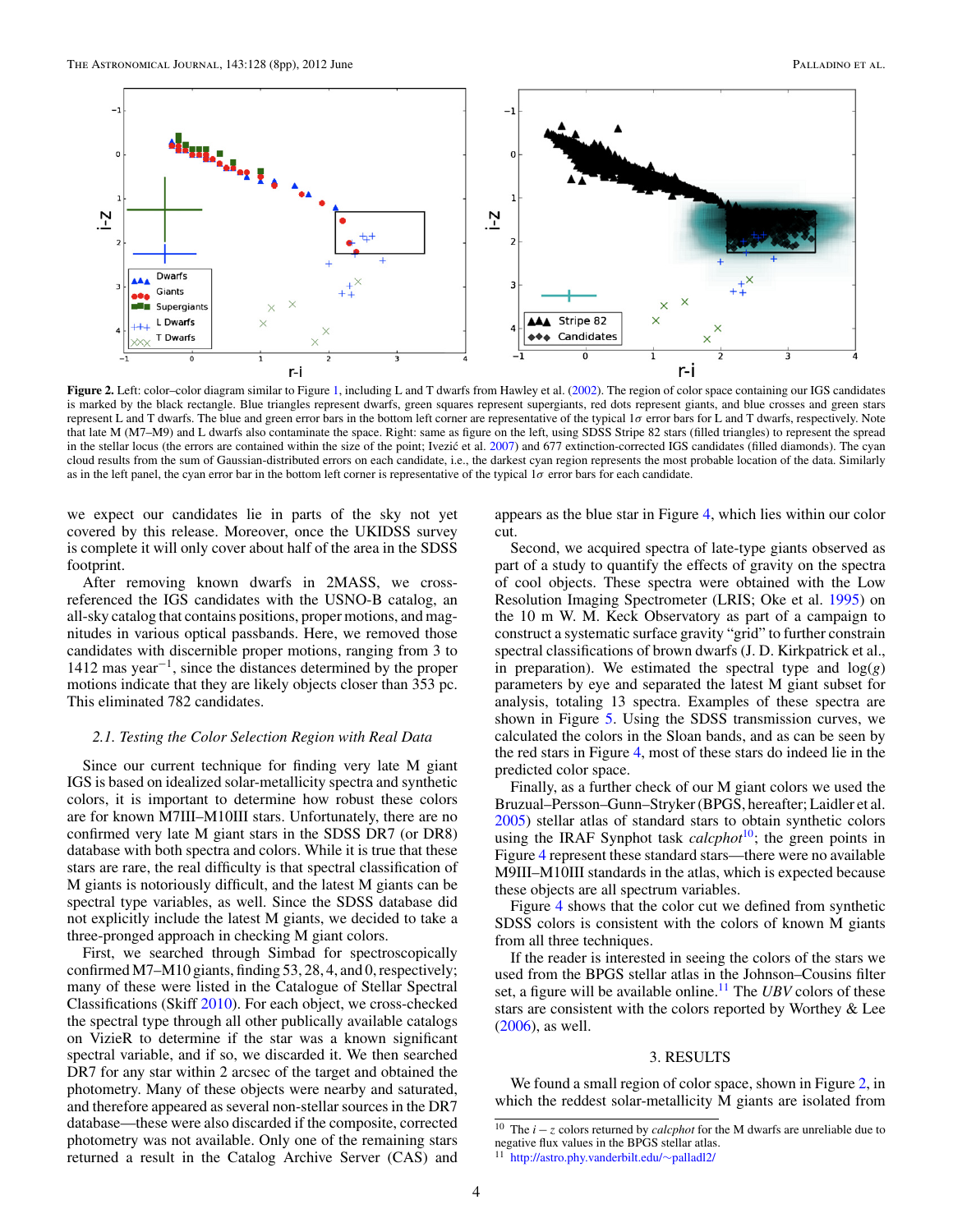**Figure 2.** Left: color–color diagram similar to Figure 1, including L and T dwarfs from Hawley et al. (2002). The region of color space containing our IGS candidates is marked by the black rectangle. Blue triangles represent dwarfs, green squares represent supergiants, red dots represent giants, and blue crosses and green stars represent L and T dwarfs. The blue and green error bars in the bottom left corner are representative of the typical $1\sigma$ error bars for L and T dwarfs, respectively. Note that late M (M7–M9) and L dwarfs also contaminate the space. Right: same as figure on the left, using SDSS Stripe 82 stars (filled triangles) to represent the spread in the stellar locus (the errors are contained within the size of the point; Ivezić et al. 2007) and 677 extinction-corrected IGS candidates (filled diamonds). The cyan cloud results from the sum of Gaussian-distributed errors on each candidate, i.e., the darkest cyan region represents the most probable location of the data. Similarly as in the left panel, the cyan error bar in the bottom left corner is representative of the typical $1\sigma$ error bars for each candidate.

we expect our candidates lie in parts of the sky not yet covered by this release. Moreover, once the UKIDSS survey is complete it will only cover about half of the area in the SDSS footprint.

After removing known dwarfs in 2MASS, we cross-referenced the IGS candidates with the USNO-B catalog, an all-sky catalog that contains positions, proper motions, and magnitudes in various optical passbands. Here, we removed those candidates with discernible proper motions, ranging from 3 to 1412 mas year$^{-1}$, since the distances determined by the proper motions indicate that they are likely objects closer than 353 pc. This eliminated 782 candidates.

### *2.1. Testing the Color Selection Region with Real Data*

Since our current technique for finding very late M giant IGS is based on idealized solar-metallicity spectra and synthetic colors, it is important to determine how robust these colors are for known M7III–M10III stars. Unfortunately, there are no confirmed very late M giant stars in the SDSS DR7 (or DR8) database with both spectra and colors. While it is true that these stars are rare, the real difficulty is that spectral classification of M giants is notoriously difficult, and the latest M giants can be spectral type variables, as well. Since the SDSS database did not explicitly include the latest M giants, we decided to take a three-pronged approach in checking M giant colors.

First, we searched through Simbad for spectroscopically confirmed M7–M10 giants, finding 53, 28, 4, and 0, respectively; many of these were listed in the Catalogue of Stellar Spectral Classifications (Skiff 2010). For each object, we cross-checked the spectral type through all other publically available catalogs on VizieR to determine if the star was a known significant spectral variable, and if so, we discarded it. We then searched DR7 for any star within 2 arcsec of the target and obtained the photometry. Many of these objects were nearby and saturated, and therefore appeared as several non-stellar sources in the DR7 database—these were also discarded if the composite, corrected photometry was not available. Only one of the remaining stars returned a result in the Catalog Archive Server (CAS) and appears as the blue star in Figure 4, which lies within our color cut.

Second, we acquired spectra of late-type giants observed as part of a study to quantify the effects of gravity on the spectra of cool objects. These spectra were obtained with the Low Resolution Imaging Spectrometer (LRIS; Oke et al. 1995) on the 10 m W. M. Keck Observatory as part of a campaign to construct a systematic surface gravity "grid" to further constrain spectral classifications of brown dwarfs (J. D. Kirkpatrick et al., in preparation). We estimated the spectral type and log($g$) parameters by eye and separated the latest M giant subset for analysis, totaling 13 spectra. Examples of these spectra are shown in Figure 5. Using the SDSS transmission curves, we calculated the colors in the Sloan bands, and as can be seen by the red stars in Figure 4, most of these stars do indeed lie in the predicted color space.

Finally, as a further check of our M giant colors we used the Bruzual–Persson–Gunn–Stryker (BPGS, hereafter; Laidler et al. 2005) stellar atlas of standard stars to obtain synthetic colors using the IRAF Synphot task *calcphot*[10]; the green points in Figure 4 represent these standard stars—there were no available M9III–M10III standards in the atlas, which is expected because these objects are all spectrum variables.

Figure 4 shows that the color cut we defined from synthetic SDSS colors is consistent with the colors of known M giants from all three techniques.

If the reader is interested in seeing the colors of the stars we used from the BPGS stellar atlas in the Johnson–Cousins filter set, a figure will be available online.[11] The *UBV* colors of these stars are consistent with the colors reported by Worthey & Lee (2006), as well.

## 3. RESULTS

We found a small region of color space, shown in Figure 2, in which the reddest solar-metallicity M giants are isolated from

[10] The $i - z$ colors returned by *calcphot* for the M dwarfs are unreliable due to negative flux values in the BPGS stellar atlas.

[11] http://astro.phy.vanderbilt.edu/~palladl2/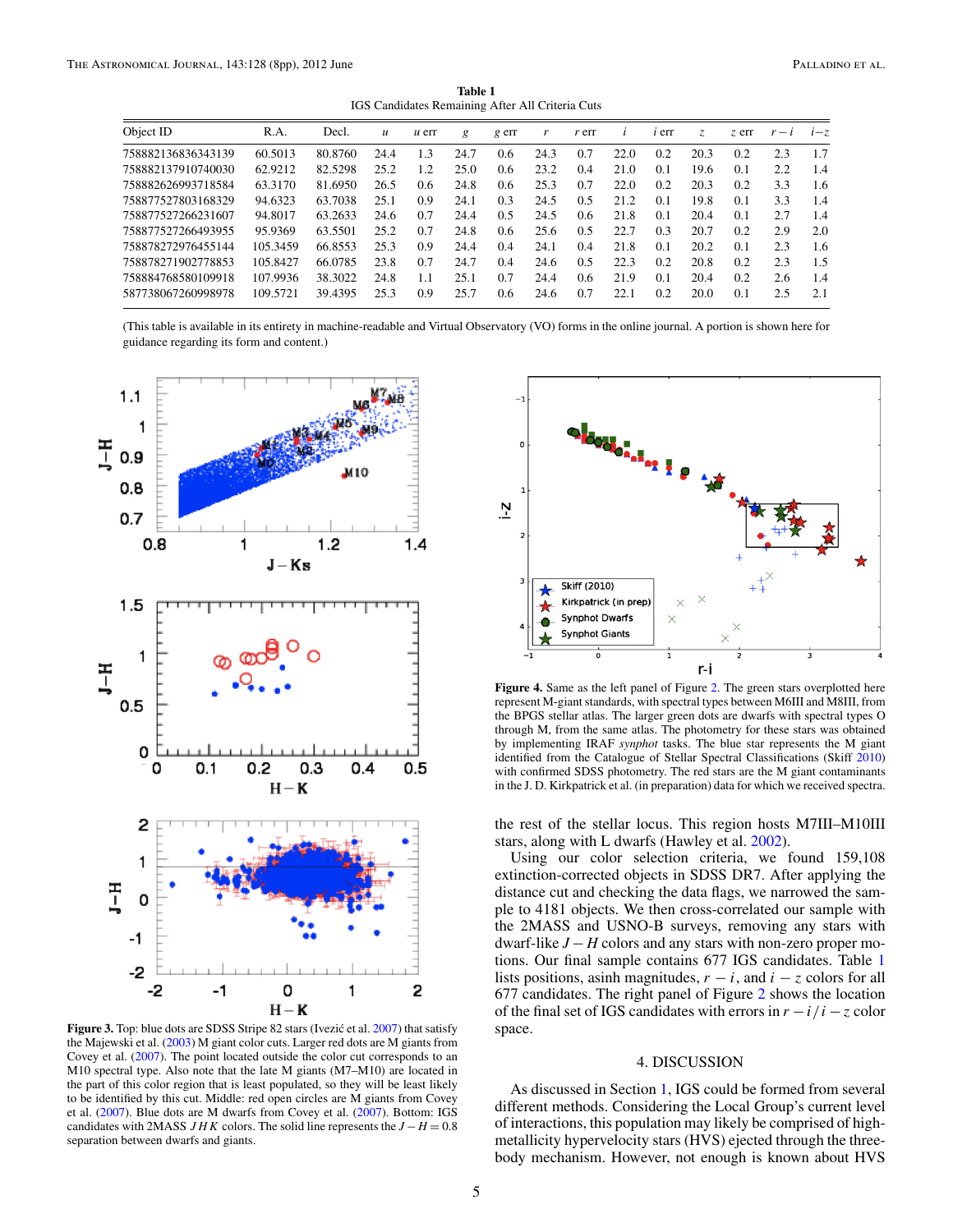**Table 1**
IGS Candidates Remaining After All Criteria Cuts

| Object ID | R.A. | Decl. | $u$ | $u$ err | $g$ | $g$ err | $r$ | $r$ err | $i$ | $i$ err | $z$ | $z$ err | $r-i$ | $i-z$ |
|---|---|---|---|---|---|---|---|---|---|---|---|---|---|---|
| 758882136836343139 | 60.5013 | 80.8760 | 24.4 | 1.3 | 24.7 | 0.6 | 24.3 | 0.7 | 22.0 | 0.2 | 20.3 | 0.2 | 2.3 | 1.7 |
| 758882137910740030 | 62.9212 | 82.5298 | 25.2 | 1.2 | 25.0 | 0.6 | 23.2 | 0.4 | 21.0 | 0.1 | 19.6 | 0.1 | 2.2 | 1.4 |
| 758882626993718584 | 63.3170 | 81.6950 | 26.5 | 0.6 | 24.8 | 0.6 | 25.3 | 0.7 | 22.0 | 0.2 | 20.3 | 0.2 | 3.3 | 1.6 |
| 758877527803168329 | 94.6323 | 63.7038 | 25.1 | 0.9 | 24.1 | 0.3 | 24.5 | 0.5 | 21.2 | 0.1 | 19.8 | 0.1 | 3.3 | 1.4 |
| 758877527266231607 | 94.8017 | 63.2633 | 24.6 | 0.7 | 24.4 | 0.5 | 24.5 | 0.6 | 21.8 | 0.1 | 20.4 | 0.1 | 2.7 | 1.4 |
| 758877527266493955 | 95.9369 | 63.5501 | 25.2 | 0.7 | 24.8 | 0.6 | 25.6 | 0.5 | 22.7 | 0.3 | 20.7 | 0.2 | 2.9 | 2.0 |
| 758878272976455144 | 105.3459 | 66.8553 | 25.3 | 0.9 | 24.4 | 0.4 | 24.1 | 0.4 | 21.8 | 0.1 | 20.2 | 0.1 | 2.3 | 1.6 |
| 758878271902778853 | 105.8427 | 66.0785 | 23.8 | 0.7 | 24.7 | 0.4 | 24.6 | 0.5 | 22.3 | 0.2 | 20.8 | 0.2 | 2.3 | 1.5 |
| 758884768580109918 | 107.9936 | 38.3022 | 24.8 | 1.1 | 25.1 | 0.7 | 24.4 | 0.6 | 21.9 | 0.1 | 20.4 | 0.2 | 2.6 | 1.4 |
| 587738067260998978 | 109.5721 | 39.4395 | 25.3 | 0.9 | 25.7 | 0.6 | 24.6 | 0.7 | 22.1 | 0.2 | 20.0 | 0.1 | 2.5 | 2.1 |

(This table is available in its entirety in machine-readable and Virtual Observatory (VO) forms in the online journal. A portion is shown here for guidance regarding its form and content.)

**Figure 3.** Top: blue dots are SDSS Stripe 82 stars (Ivezić et al. 2007) that satisfy the Majewski et al. (2003) M giant color cuts. Larger red dots are M giants from Covey et al. (2007). The point located outside the color cut corresponds to an M10 spectral type. Also note that the late M giants (M7–M10) are located in the part of this color region that is least populated, so they will be less likely to be identified by this cut. Middle: red open circles are M giants from Covey et al. (2007). Blue dots are M dwarfs from Covey et al. (2007). Bottom: IGS candidates with 2MASS $JHK$ colors. The solid line represents the $J-H = 0.8$ separation between dwarfs and giants.

**Figure 4.** Same as the left panel of Figure 2. The green stars overplotted here represent M-giant standards, with spectral types between M6III and M8III, from the BPGS stellar atlas. The larger green dots are dwarfs with spectral types O through M, from the same atlas. The photometry for these stars was obtained by implementing IRAF *synphot* tasks. The blue star represents the M giant identified from the Catalogue of Stellar Spectral Classifications (Skiff 2010) with confirmed SDSS photometry. The red stars are the M giant contaminants in the J. D. Kirkpatrick et al. (in preparation) data for which we received spectra.

the rest of the stellar locus. This region hosts M7III–M10III stars, along with L dwarfs (Hawley et al. 2002).

Using our color selection criteria, we found 159,108 extinction-corrected objects in SDSS DR7. After applying the distance cut and checking the data flags, we narrowed the sample to 4181 objects. We then cross-correlated our sample with the 2MASS and USNO-B surveys, removing any stars with dwarf-like $J-H$ colors and any stars with non-zero proper motions. Our final sample contains 677 IGS candidates. Table 1 lists positions, asinh magnitudes, $r-i$, and $i-z$ colors for all 677 candidates. The right panel of Figure 2 shows the location of the final set of IGS candidates with errors in $r-i/i-z$ color space.

## 4. DISCUSSION

As discussed in Section 1, IGS could be formed from several different methods. Considering the Local Group's current level of interactions, this population may likely be comprised of high-metallicity hypervelocity stars (HVS) ejected through the three-body mechanism. However, not enough is known about HVS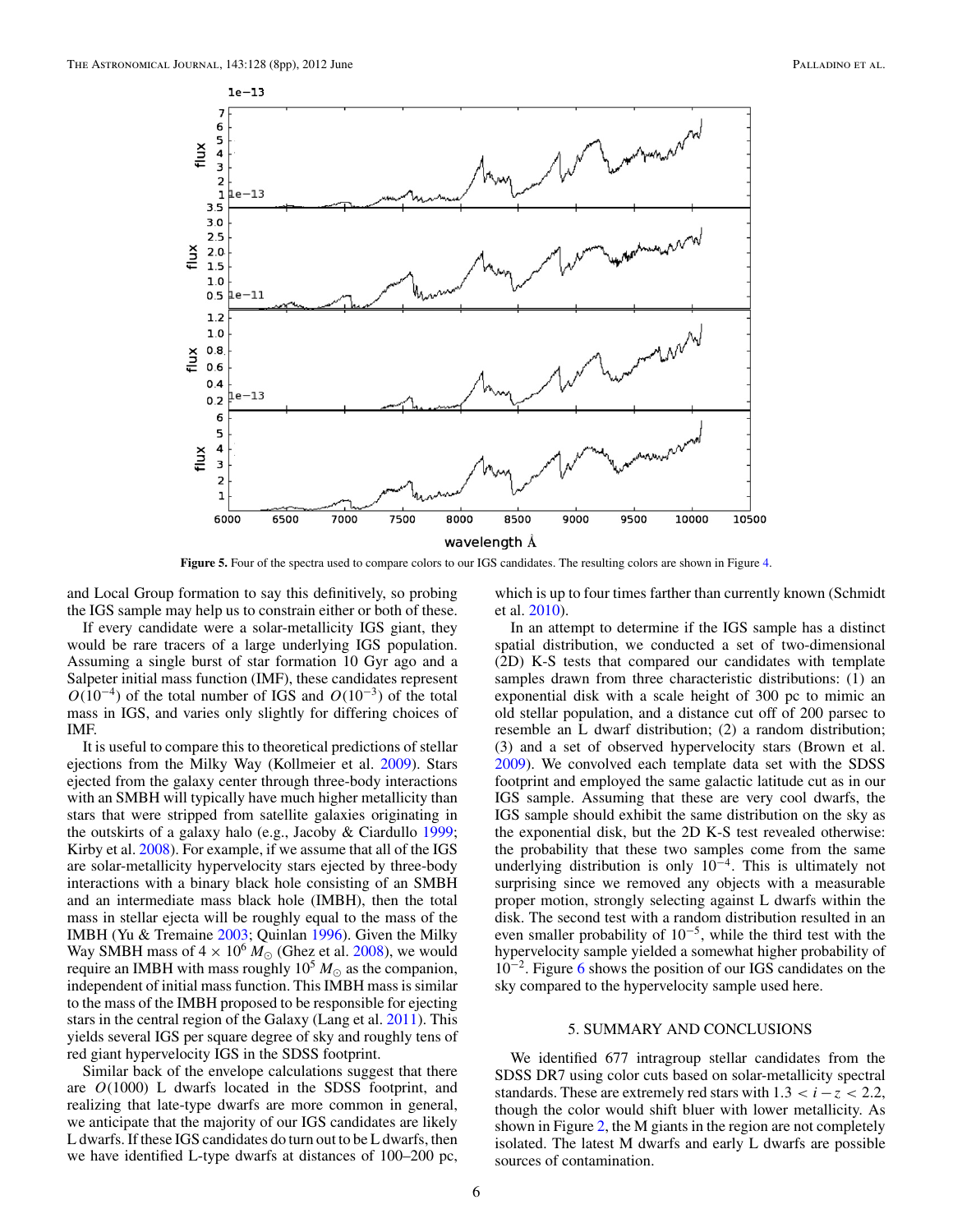**Figure 5.** Four of the spectra used to compare colors to our IGS candidates. The resulting colors are shown in Figure 4.

and Local Group formation to say this definitively, so probing the IGS sample may help us to constrain either or both of these.

If every candidate were a solar-metallicity IGS giant, they would be rare tracers of a large underlying IGS population. Assuming a single burst of star formation 10 Gyr ago and a Salpeter initial mass function (IMF), these candidates represent $O(10^{-4})$ of the total number of IGS and $O(10^{-3})$ of the total mass in IGS, and varies only slightly for differing choices of IMF.

It is useful to compare this to theoretical predictions of stellar ejections from the Milky Way (Kollmeier et al. 2009). Stars ejected from the galaxy center through three-body interactions with an SMBH will typically have much higher metallicity than stars that were stripped from satellite galaxies originating in the outskirts of a galaxy halo (e.g., Jacoby & Ciardullo 1999; Kirby et al. 2008). For example, if we assume that all of the IGS are solar-metallicity hypervelocity stars ejected by three-body interactions with a binary black hole consisting of an SMBH and an intermediate mass black hole (IMBH), then the total mass in stellar ejecta will be roughly equal to the mass of the IMBH (Yu & Tremaine 2003; Quinlan 1996). Given the Milky Way SMBH mass of $4 \times 10^6\, M_\odot$ (Ghez et al. 2008), we would require an IMBH with mass roughly $10^5\, M_\odot$ as the companion, independent of initial mass function. This IMBH mass is similar to the mass of the IMBH proposed to be responsible for ejecting stars in the central region of the Galaxy (Lang et al. 2011). This yields several IGS per square degree of sky and roughly tens of red giant hypervelocity IGS in the SDSS footprint.

Similar back of the envelope calculations suggest that there are $O(1000)$ L dwarfs located in the SDSS footprint, and realizing that late-type dwarfs are more common in general, we anticipate that the majority of our IGS candidates are likely L dwarfs. If these IGS candidates do turn out to be L dwarfs, then we have identified L-type dwarfs at distances of 100–200 pc, which is up to four times farther than currently known (Schmidt et al. 2010).

In an attempt to determine if the IGS sample has a distinct spatial distribution, we conducted a set of two-dimensional (2D) K-S tests that compared our candidates with template samples drawn from three characteristic distributions: (1) an exponential disk with a scale height of 300 pc to mimic an old stellar population, and a distance cut off of 200 parsec to resemble an L dwarf distribution; (2) a random distribution; (3) and a set of observed hypervelocity stars (Brown et al. 2009). We convolved each template data set with the SDSS footprint and employed the same galactic latitude cut as in our IGS sample. Assuming that these are very cool dwarfs, the IGS sample should exhibit the same distribution on the sky as the exponential disk, but the 2D K-S test revealed otherwise: the probability that these two samples come from the same underlying distribution is only $10^{-4}$. This is ultimately not surprising since we removed any objects with a measurable proper motion, strongly selecting against L dwarfs within the disk. The second test with a random distribution resulted in an even smaller probability of $10^{-5}$, while the third test with the hypervelocity sample yielded a somewhat higher probability of $10^{-2}$. Figure 6 shows the position of our IGS candidates on the sky compared to the hypervelocity sample used here.

## 5. SUMMARY AND CONCLUSIONS

We identified 677 intragroup stellar candidates from the SDSS DR7 using color cuts based on solar-metallicity spectral standards. These are extremely red stars with $1.3 < i - z < 2.2$, though the color would shift bluer with lower metallicity. As shown in Figure 2, the M giants in the region are not completely isolated. The latest M dwarfs and early L dwarfs are possible sources of contamination.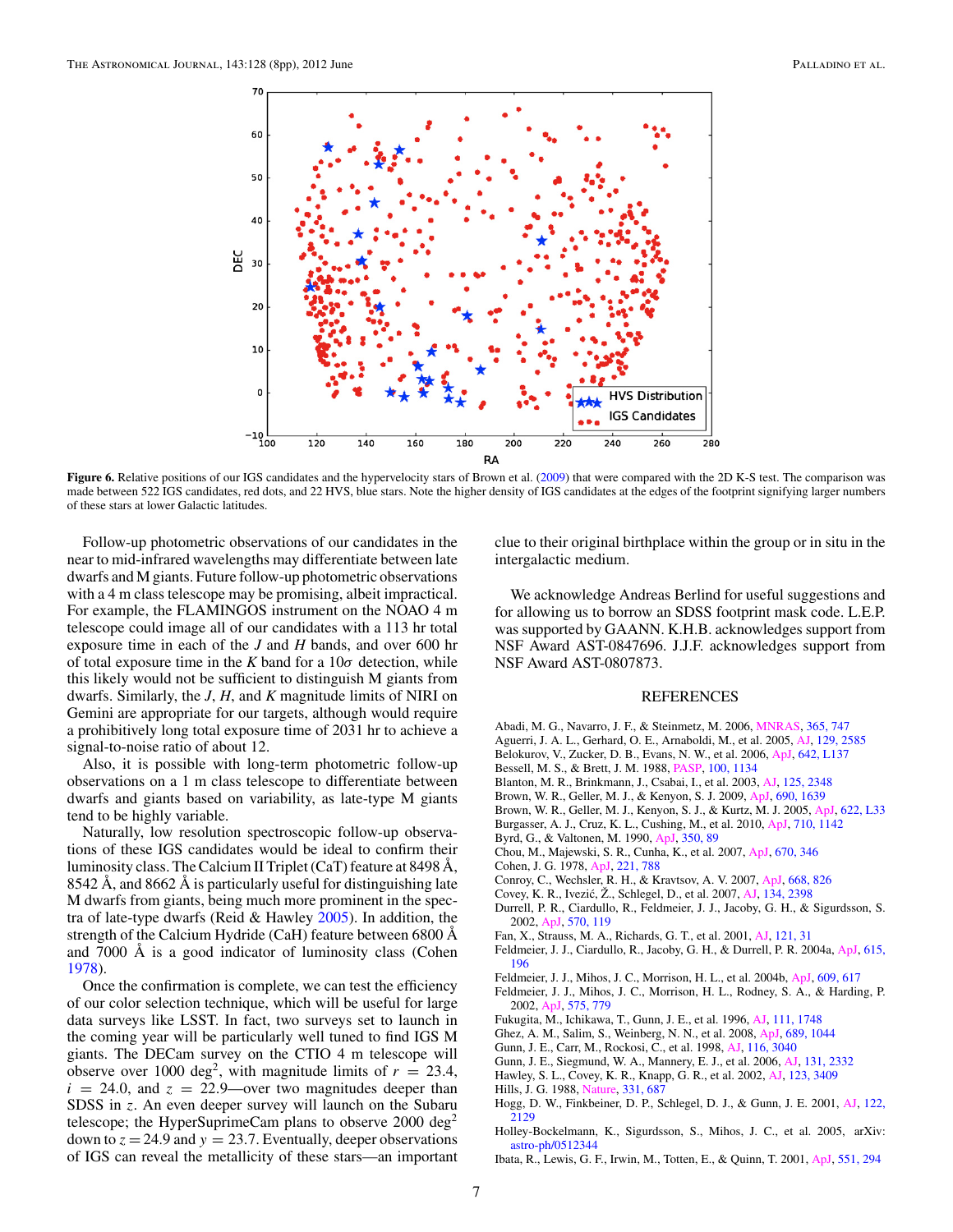**Figure 6.** Relative positions of our IGS candidates and the hypervelocity stars of Brown et al. (2009) that were compared with the 2D K-S test. The comparison was made between 522 IGS candidates, red dots, and 22 HVS, blue stars. Note the higher density of IGS candidates at the edges of the footprint signifying larger numbers of these stars at lower Galactic latitudes.

Follow-up photometric observations of our candidates in the near to mid-infrared wavelengths may differentiate between late dwarfs and M giants. Future follow-up photometric observations with a 4 m class telescope may be promising, albeit impractical. For example, the FLAMINGOS instrument on the NOAO 4 m telescope could image all of our candidates with a 113 hr total exposure time in each of the *J* and *H* bands, and over 600 hr of total exposure time in the *K* band for a $10\sigma$ detection, while this likely would not be sufficient to distinguish M giants from dwarfs. Similarly, the *J*, *H*, and *K* magnitude limits of NIRI on Gemini are appropriate for our targets, although would require a prohibitively long total exposure time of 2031 hr to achieve a signal-to-noise ratio of about 12.

Also, it is possible with long-term photometric follow-up observations on a 1 m class telescope to differentiate between dwarfs and giants based on variability, as late-type M giants tend to be highly variable.

Naturally, low resolution spectroscopic follow-up observations of these IGS candidates would be ideal to confirm their luminosity class. The Calcium II Triplet (CaT) feature at 8498 Å, 8542 Å, and 8662 Å is particularly useful for distinguishing late M dwarfs from giants, being much more prominent in the spectra of late-type dwarfs (Reid & Hawley 2005). In addition, the strength of the Calcium Hydride (CaH) feature between 6800 Å and 7000 Å is a good indicator of luminosity class (Cohen 1978).

Once the confirmation is complete, we can test the efficiency of our color selection technique, which will be useful for large data surveys like LSST. In fact, two surveys set to launch in the coming year will be particularly well tuned to find IGS M giants. The DECam survey on the CTIO 4 m telescope will observe over 1000 deg$^2$, with magnitude limits of $r = 23.4$, $i = 24.0$, and $z = 22.9$—over two magnitudes deeper than SDSS in $z$. An even deeper survey will launch on the Subaru telescope; the HyperSuprimeCam plans to observe 2000 deg$^2$ down to $z = 24.9$ and $y = 23.7$. Eventually, deeper observations of IGS can reveal the metallicity of these stars—an important clue to their original birthplace within the group or in situ in the intergalactic medium.

We acknowledge Andreas Berlind for useful suggestions and for allowing us to borrow an SDSS footprint mask code. L.E.P. was supported by GAANN. K.H.B. acknowledges support from NSF Award AST-0847696. J.J.F. acknowledges support from NSF Award AST-0807873.

## REFERENCES

Abadi, M. G., Navarro, J. F., & Steinmetz, M. 2006, MNRAS, 365, 747
Aguerri, J. A. L., Gerhard, O. E., Arnaboldi, M., et al. 2005, AJ, 129, 2585
Belokurov, V., Zucker, D. B., Evans, N. W., et al. 2006, ApJ, 642, L137
Bessell, M. S., & Brett, J. M. 1988, PASP, 100, 1134
Blanton, M. R., Brinkmann, J., Csabai, I., et al. 2003, AJ, 125, 2348
Brown, W. R., Geller, M. J., & Kenyon, S. J. 2009, ApJ, 690, 1639
Brown, W. R., Geller, M. J., Kenyon, S. J., & Kurtz, M. J. 2005, ApJ, 622, L33
Burgasser, A. J., Cruz, K. L., Cushing, M., et al. 2010, ApJ, 710, 1142
Byrd, G., & Valtonen, M. 1990, ApJ, 350, 89
Chou, M., Majewski, S. R., Cunha, K., et al. 2007, ApJ, 670, 346
Cohen, J. G. 1978, ApJ, 221, 788
Conroy, C., Wechsler, R. H., & Kravtsov, A. V. 2007, ApJ, 668, 826
Covey, K. R., Ivezić, Ž., Schlegel, D., et al. 2007, AJ, 134, 2398
Durrell, P. R., Ciardullo, R., Feldmeier, J. J., Jacoby, G. H., & Sigurdsson, S. 2002, ApJ, 570, 119
Fan, X., Strauss, M. A., Richards, G. T., et al. 2001, AJ, 121, 31
Feldmeier, J. J., Ciardullo, R., Jacoby, G. H., & Durrell, P. R. 2004a, ApJ, 615, 196
Feldmeier, J. J., Mihos, J. C., Morrison, H. L., et al. 2004b, ApJ, 609, 617
Feldmeier, J. J., Mihos, J. C., Morrison, H. L., Rodney, S. A., & Harding, P. 2002, ApJ, 575, 779
Fukugita, M., Ichikawa, T., Gunn, J. E., et al. 1996, AJ, 111, 1748
Ghez, A. M., Salim, S., Weinberg, N. N., et al. 2008, ApJ, 689, 1044
Gunn, J. E., Carr, M., Rockosi, C., et al. 1998, AJ, 116, 3040
Gunn, J. E., Siegmund, W. A., Mannery, E. J., et al. 2006, AJ, 131, 2332
Hawley, S. L., Covey, K. R., Knapp, G. R., et al. 2002, AJ, 123, 3409
Hills, J. G. 1988, Nature, 331, 687
Hogg, D. W., Finkbeiner, D. P., Schlegel, D. J., & Gunn, J. E. 2001, AJ, 122, 2129
Holley-Bockelmann, K., Sigurdsson, S., Mihos, J. C., et al. 2005, arXiv:astro-ph/0512344
Ibata, R., Lewis, G. F., Irwin, M., Totten, E., & Quinn, T. 2001, ApJ, 551, 294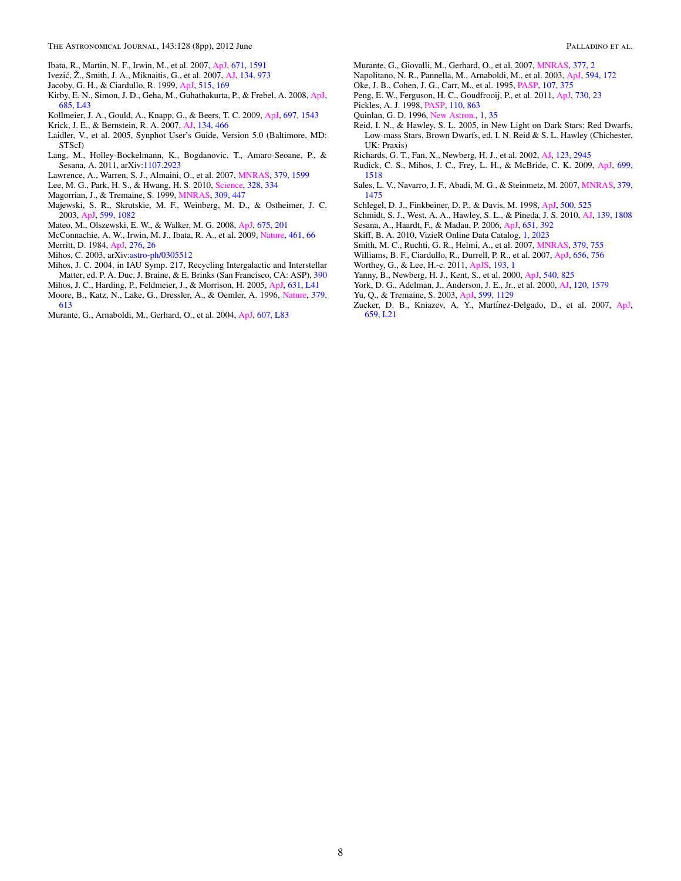Ibata, R., Martin, N. F., Irwin, M., et al. 2007, ApJ, 671, 1591

Ivezić, Ž., Smith, J. A., Miknaitis, G., et al. 2007, AJ, 134, 973

Jacoby, G. H., & Ciardullo, R. 1999, ApJ, 515, 169

Kirby, E. N., Simon, J. D., Geha, M., Guhathakurta, P., & Frebel, A. 2008, ApJ, 685, L43

Kollmeier, J. A., Gould, A., Knapp, G., & Beers, T. C. 2009, ApJ, 697, 1543

Krick, J. E., & Bernstein, R. A. 2007, AJ, 134, 466

Laidler, V., et al. 2005, Synphot User's Guide, Version 5.0 (Baltimore, MD: STScI)

Lang, M., Holley-Bockelmann, K., Bogdanovic, T., Amaro-Seoane, P., & Sesana, A. 2011, arXiv:1107.2923

Lawrence, A., Warren, S. J., Almaini, O., et al. 2007, MNRAS, 379, 1599

Lee, M. G., Park, H. S., & Hwang, H. S. 2010, Science, 328, 334

Magorrian, J., & Tremaine, S. 1999, MNRAS, 309, 447

Majewski, S. R., Skrutskie, M. F., Weinberg, M. D., & Ostheimer, J. C. 2003, ApJ, 599, 1082

Mateo, M., Olszewski, E. W., & Walker, M. G. 2008, ApJ, 675, 201

McConnachie, A. W., Irwin, M. J., Ibata, R. A., et al. 2009, Nature, 461, 66

Merritt, D. 1984, ApJ, 276, 26

Mihos, C. 2003, arXiv:astro-ph/0305512

Mihos, J. C. 2004, in IAU Symp. 217, Recycling Intergalactic and Interstellar Matter, ed. P. A. Duc, J. Braine, & E. Brinks (San Francisco, CA: ASP), 390

Mihos, J. C., Harding, P., Feldmeier, J., & Morrison, H. 2005, ApJ, 631, L41

Moore, B., Katz, N., Lake, G., Dressler, A., & Oemler, A. 1996, Nature, 379, 613

Murante, G., Arnaboldi, M., Gerhard, O., et al. 2004, ApJ, 607, L83

Murante, G., Giovalli, M., Gerhard, O., et al. 2007, MNRAS, 377, 2

Napolitano, N. R., Pannella, M., Arnaboldi, M., et al. 2003, ApJ, 594, 172

Oke, J. B., Cohen, J. G., Carr, M., et al. 1995, PASP, 107, 375

Peng, E. W., Ferguson, H. C., Goudfrooij, P., et al. 2011, ApJ, 730, 23

Pickles, A. J. 1998, PASP, 110, 863

Quinlan, G. D. 1996, New Astron., 1, 35

Reid, I. N., & Hawley, S. L. 2005, in New Light on Dark Stars: Red Dwarfs, Low-mass Stars, Brown Dwarfs, ed. I. N. Reid & S. L. Hawley (Chichester, UK: Praxis)

Richards, G. T., Fan, X., Newberg, H. J., et al. 2002, AJ, 123, 2945

Rudick, C. S., Mihos, J. C., Frey, L. H., & McBride, C. K. 2009, ApJ, 699, 1518

Sales, L. V., Navarro, J. F., Abadi, M. G., & Steinmetz, M. 2007, MNRAS, 379, 1475

Schlegel, D. J., Finkbeiner, D. P., & Davis, M. 1998, ApJ, 500, 525

Schmidt, S. J., West, A. A., Hawley, S. L., & Pineda, J. S. 2010, AJ, 139, 1808

Sesana, A., Haardt, F., & Madau, P. 2006, ApJ, 651, 392

Skiff, B. A. 2010, VizieR Online Data Catalog, 1, 2023

Smith, M. C., Ruchti, G. R., Helmi, A., et al. 2007, MNRAS, 379, 755

Williams, B. F., Ciardullo, R., Durrell, P. R., et al. 2007, ApJ, 656, 756

Worthey, G., & Lee, H.-c. 2011, ApJS, 193, 1

Yanny, B., Newberg, H. J., Kent, S., et al. 2000, ApJ, 540, 825

York, D. G., Adelman, J., Anderson, J. E., Jr., et al. 2000, AJ, 120, 1579

Yu, Q., & Tremaine, S. 2003, ApJ, 599, 1129

Zucker, D. B., Kniazev, A. Y., Martínez-Delgado, D., et al. 2007, ApJ, 659, L21